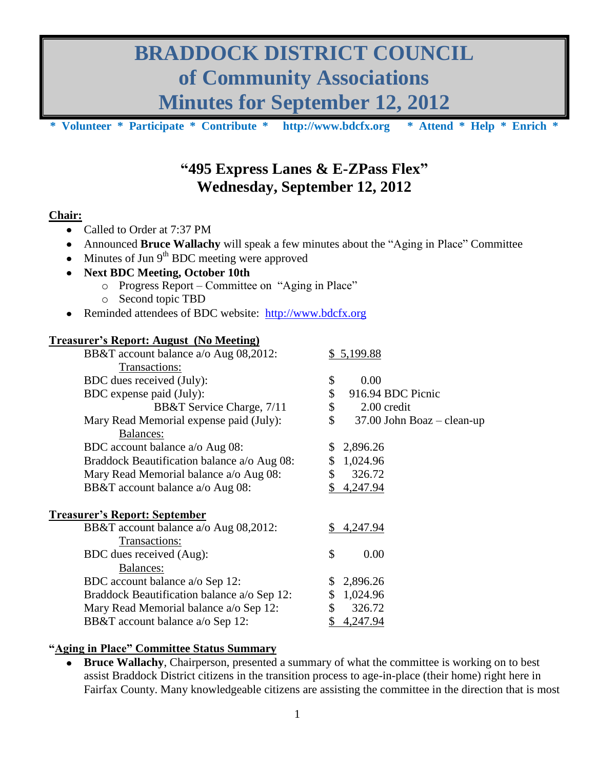# BRADDOCK DISTRICT COUNCIL
# of Community Associations
# Minutes for September 12, 2012

**\* Volunteer \* Participate \* Contribute \* http://www.bdcfx.org \* Attend \* Help \* Enrich \***

## "495 Express Lanes & E-ZPass Flex"
## Wednesday, September 12, 2012

**Chair:**

- Called to Order at 7:37 PM
- Announced **Bruce Wallachy** will speak a few minutes about the "Aging in Place" Committee
- Minutes of Jun 9th BDC meeting were approved
- **Next BDC Meeting, October 10th**
  - Progress Report – Committee on "Aging in Place"
  - Second topic TBD
- Reminded attendees of BDC website: http://www.bdcfx.org

**Treasurer's Report: August (No Meeting)**

| | |
|---|---|
| BB&T account balance a/o Aug 08,2012: | $ 5,199.88 |
| Transactions: | |
| BDC dues received (July): | $ 0.00 |
| BDC expense paid (July): | $ 916.94 BDC Picnic |
| BB&T Service Charge, 7/11 | $ 2.00 credit |
| Mary Read Memorial expense paid (July): | $ 37.00 John Boaz – clean-up |
| Balances: | |
| BDC account balance a/o Aug 08: | $ 2,896.26 |
| Braddock Beautification balance a/o Aug 08: | $ 1,024.96 |
| Mary Read Memorial balance a/o Aug 08: | $ 326.72 |
| BB&T account balance a/o Aug 08: | $ 4,247.94 |

**Treasurer's Report: September**

| | |
|---|---|
| BB&T account balance a/o Aug 08,2012: | $ 4,247.94 |
| Transactions: | |
| BDC dues received (Aug): | $ 0.00 |
| Balances: | |
| BDC account balance a/o Sep 12: | $ 2,896.26 |
| Braddock Beautification balance a/o Sep 12: | $ 1,024.96 |
| Mary Read Memorial balance a/o Sep 12: | $ 326.72 |
| BB&T account balance a/o Sep 12: | $ 4,247.94 |

**"Aging in Place" Committee Status Summary**

- **Bruce Wallachy**, Chairperson, presented a summary of what the committee is working on to best assist Braddock District citizens in the transition process to age-in-place (their home) right here in Fairfax County. Many knowledgeable citizens are assisting the committee in the direction that is most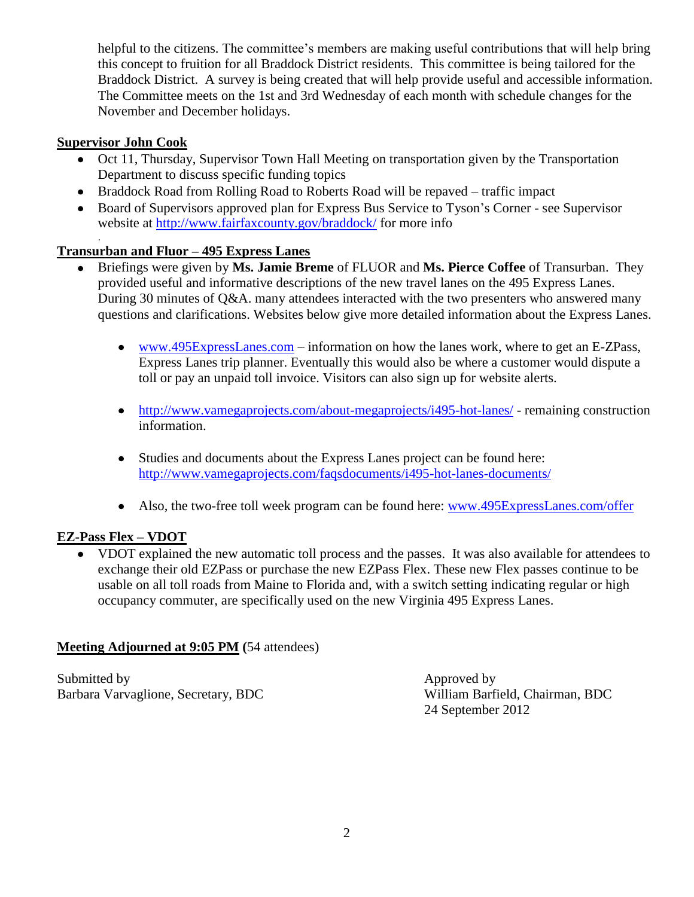helpful to the citizens. The committee's members are making useful contributions that will help bring this concept to fruition for all Braddock District residents. This committee is being tailored for the Braddock District. A survey is being created that will help provide useful and accessible information. The Committee meets on the 1st and 3rd Wednesday of each month with schedule changes for the November and December holidays.

**Supervisor John Cook**

- Oct 11, Thursday, Supervisor Town Hall Meeting on transportation given by the Transportation Department to discuss specific funding topics
- Braddock Road from Rolling Road to Roberts Road will be repaved – traffic impact
- Board of Supervisors approved plan for Express Bus Service to Tyson's Corner - see Supervisor website at http://www.fairfaxcounty.gov/braddock/ for more info

**Transurban and Fluor – 495 Express Lanes**

- Briefings were given by **Ms. Jamie Breme** of FLUOR and **Ms. Pierce Coffee** of Transurban. They provided useful and informative descriptions of the new travel lanes on the 495 Express Lanes. During 30 minutes of Q&A. many attendees interacted with the two presenters who answered many questions and clarifications. Websites below give more detailed information about the Express Lanes.
  - www.495ExpressLanes.com – information on how the lanes work, where to get an E-ZPass, Express Lanes trip planner. Eventually this would also be where a customer would dispute a toll or pay an unpaid toll invoice. Visitors can also sign up for website alerts.
  - http://www.vamegaprojects.com/about-megaprojects/i495-hot-lanes/ - remaining construction information.
  - Studies and documents about the Express Lanes project can be found here: http://www.vamegaprojects.com/faqsdocuments/i495-hot-lanes-documents/
  - Also, the two-free toll week program can be found here: www.495ExpressLanes.com/offer

**EZ-Pass Flex – VDOT**

- VDOT explained the new automatic toll process and the passes. It was also available for attendees to exchange their old EZPass or purchase the new EZPass Flex. These new Flex passes continue to be usable on all toll roads from Maine to Florida and, with a switch setting indicating regular or high occupancy commuter, are specifically used on the new Virginia 495 Express Lanes.

**Meeting Adjourned at 9:05 PM** (54 attendees)

Submitted by
Barbara Varvaglione, Secretary, BDC

Approved by
William Barfield, Chairman, BDC
24 September 2012